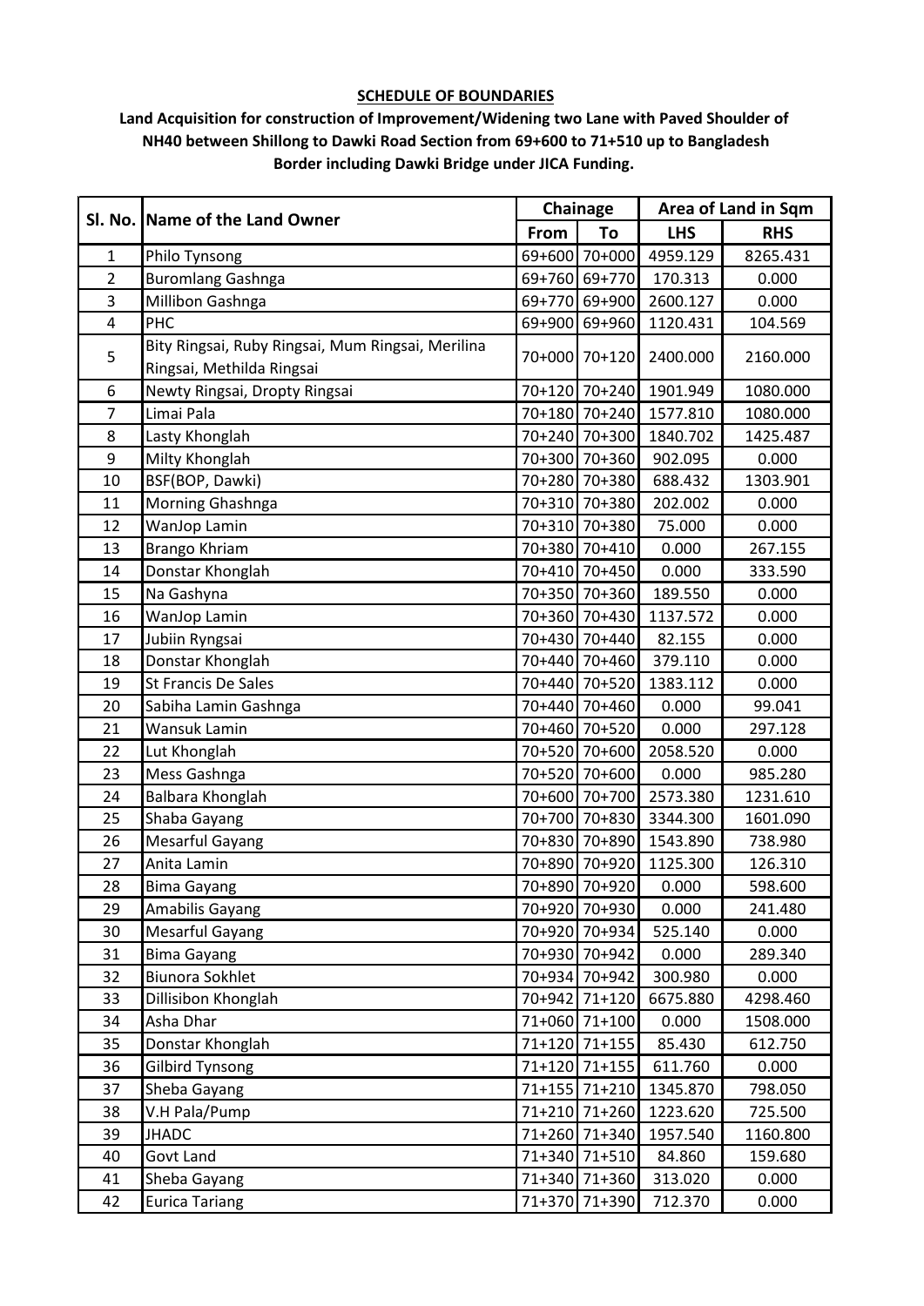**SCHEDULE OF BOUNDARIES**

**Land Acquisition for construction of Improvement/Widening two Lane with Paved Shoulder of NH40 between Shillong to Dawki Road Section from 69+600 to 71+510 up to Bangladesh Border including Dawki Bridge under JICA Funding.**

| Sl. No. | Name of the Land Owner | Chainage | | Area of Land in Sqm | |
|---|---|---|---|---|---|
| | | From | To | LHS | RHS |
| 1 | Philo Tynsong | 69+600 | 70+000 | 4959.129 | 8265.431 |
| 2 | Buromlang Gashnga | 69+760 | 69+770 | 170.313 | 0.000 |
| 3 | Millibon Gashnga | 69+770 | 69+900 | 2600.127 | 0.000 |
| 4 | PHC | 69+900 | 69+960 | 1120.431 | 104.569 |
| 5 | Bity Ringsai, Ruby Ringsai, Mum Ringsai, Merilina Ringsai, Methilda Ringsai | 70+000 | 70+120 | 2400.000 | 2160.000 |
| 6 | Newty Ringsai, Dropty Ringsai | 70+120 | 70+240 | 1901.949 | 1080.000 |
| 7 | Limai Pala | 70+180 | 70+240 | 1577.810 | 1080.000 |
| 8 | Lasty Khonglah | 70+240 | 70+300 | 1840.702 | 1425.487 |
| 9 | Milty Khonglah | 70+300 | 70+360 | 902.095 | 0.000 |
| 10 | BSF(BOP, Dawki) | 70+280 | 70+380 | 688.432 | 1303.901 |
| 11 | Morning Ghashnga | 70+310 | 70+380 | 202.002 | 0.000 |
| 12 | WanJop Lamin | 70+310 | 70+380 | 75.000 | 0.000 |
| 13 | Brango Khriam | 70+380 | 70+410 | 0.000 | 267.155 |
| 14 | Donstar Khonglah | 70+410 | 70+450 | 0.000 | 333.590 |
| 15 | Na Gashyna | 70+350 | 70+360 | 189.550 | 0.000 |
| 16 | WanJop Lamin | 70+360 | 70+430 | 1137.572 | 0.000 |
| 17 | Jubiin Ryngsai | 70+430 | 70+440 | 82.155 | 0.000 |
| 18 | Donstar Khonglah | 70+440 | 70+460 | 379.110 | 0.000 |
| 19 | St Francis De Sales | 70+440 | 70+520 | 1383.112 | 0.000 |
| 20 | Sabiha Lamin Gashnga | 70+440 | 70+460 | 0.000 | 99.041 |
| 21 | Wansuk Lamin | 70+460 | 70+520 | 0.000 | 297.128 |
| 22 | Lut Khonglah | 70+520 | 70+600 | 2058.520 | 0.000 |
| 23 | Mess Gashnga | 70+520 | 70+600 | 0.000 | 985.280 |
| 24 | Balbara Khonglah | 70+600 | 70+700 | 2573.380 | 1231.610 |
| 25 | Shaba Gayang | 70+700 | 70+830 | 3344.300 | 1601.090 |
| 26 | Mesarful Gayang | 70+830 | 70+890 | 1543.890 | 738.980 |
| 27 | Anita Lamin | 70+890 | 70+920 | 1125.300 | 126.310 |
| 28 | Bima Gayang | 70+890 | 70+920 | 0.000 | 598.600 |
| 29 | Amabilis Gayang | 70+920 | 70+930 | 0.000 | 241.480 |
| 30 | Mesarful Gayang | 70+920 | 70+934 | 525.140 | 0.000 |
| 31 | Bima Gayang | 70+930 | 70+942 | 0.000 | 289.340 |
| 32 | Biunora Sokhlet | 70+934 | 70+942 | 300.980 | 0.000 |
| 33 | Dillisibon Khonglah | 70+942 | 71+120 | 6675.880 | 4298.460 |
| 34 | Asha Dhar | 71+060 | 71+100 | 0.000 | 1508.000 |
| 35 | Donstar Khonglah | 71+120 | 71+155 | 85.430 | 612.750 |
| 36 | Gilbird Tynsong | 71+120 | 71+155 | 611.760 | 0.000 |
| 37 | Sheba Gayang | 71+155 | 71+210 | 1345.870 | 798.050 |
| 38 | V.H Pala/Pump | 71+210 | 71+260 | 1223.620 | 725.500 |
| 39 | JHADC | 71+260 | 71+340 | 1957.540 | 1160.800 |
| 40 | Govt Land | 71+340 | 71+510 | 84.860 | 159.680 |
| 41 | Sheba Gayang | 71+340 | 71+360 | 313.020 | 0.000 |
| 42 | Eurica Tariang | 71+370 | 71+390 | 712.370 | 0.000 |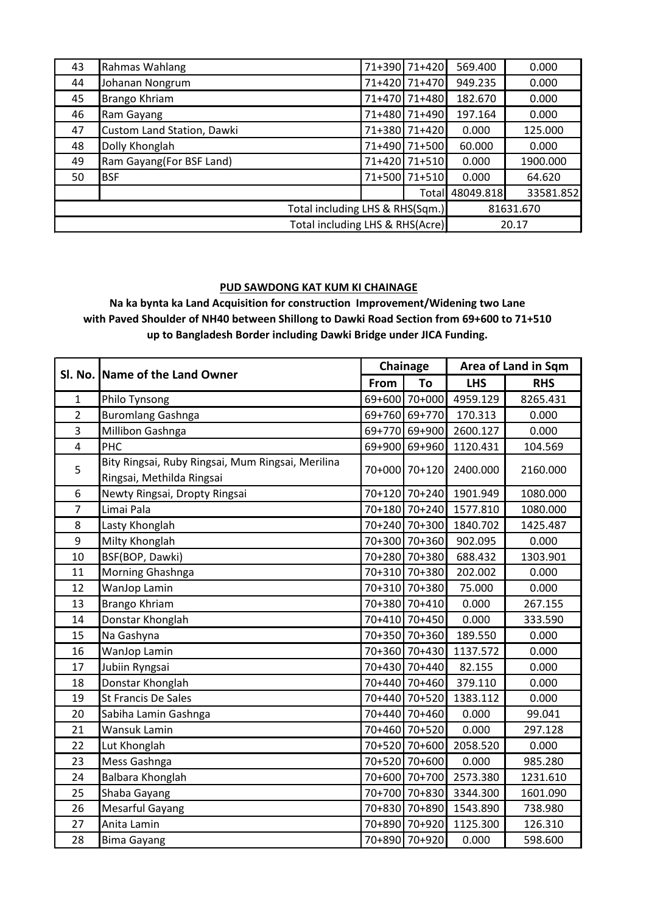| 43 | Rahmas Wahlang | 71+390 | 71+420 | 569.400 | 0.000 |
|---|---|---|---|---|---|
| 44 | Johanan Nongrum | 71+420 | 71+470 | 949.235 | 0.000 |
| 45 | Brango Khriam | 71+470 | 71+480 | 182.670 | 0.000 |
| 46 | Ram Gayang | 71+480 | 71+490 | 197.164 | 0.000 |
| 47 | Custom Land Station, Dawki | 71+380 | 71+420 | 0.000 | 125.000 |
| 48 | Dolly Khonglah | 71+490 | 71+500 | 60.000 | 0.000 |
| 49 | Ram Gayang(For BSF Land) | 71+420 | 71+510 | 0.000 | 1900.000 |
| 50 | BSF | 71+500 | 71+510 | 0.000 | 64.620 |
| | | | Total | 48049.818 | 33581.852 |
| | Total including LHS & RHS(Sqm.) | | | 81631.670 | |
| | Total including LHS & RHS(Acre) | | | 20.17 | |

**PUD SAWDONG KAT KUM KI CHAINAGE**

**Na ka bynta ka Land Acquisition for construction Improvement/Widening two Lane with Paved Shoulder of NH40 between Shillong to Dawki Road Section from 69+600 to 71+510 up to Bangladesh Border including Dawki Bridge under JICA Funding.**

| Sl. No. | Name of the Land Owner | Chainage | | Area of Land in Sqm | |
|---|---|---|---|---|---|
| | | From | To | LHS | RHS |
| 1 | Philo Tynsong | 69+600 | 70+000 | 4959.129 | 8265.431 |
| 2 | Buromlang Gashnga | 69+760 | 69+770 | 170.313 | 0.000 |
| 3 | Millibon Gashnga | 69+770 | 69+900 | 2600.127 | 0.000 |
| 4 | PHC | 69+900 | 69+960 | 1120.431 | 104.569 |
| 5 | Bity Ringsai, Ruby Ringsai, Mum Ringsai, Merilina Ringsai, Methilda Ringsai | 70+000 | 70+120 | 2400.000 | 2160.000 |
| 6 | Newty Ringsai, Dropty Ringsai | 70+120 | 70+240 | 1901.949 | 1080.000 |
| 7 | Limai Pala | 70+180 | 70+240 | 1577.810 | 1080.000 |
| 8 | Lasty Khonglah | 70+240 | 70+300 | 1840.702 | 1425.487 |
| 9 | Milty Khonglah | 70+300 | 70+360 | 902.095 | 0.000 |
| 10 | BSF(BOP, Dawki) | 70+280 | 70+380 | 688.432 | 1303.901 |
| 11 | Morning Ghashnga | 70+310 | 70+380 | 202.002 | 0.000 |
| 12 | WanJop Lamin | 70+310 | 70+380 | 75.000 | 0.000 |
| 13 | Brango Khriam | 70+380 | 70+410 | 0.000 | 267.155 |
| 14 | Donstar Khonglah | 70+410 | 70+450 | 0.000 | 333.590 |
| 15 | Na Gashyna | 70+350 | 70+360 | 189.550 | 0.000 |
| 16 | WanJop Lamin | 70+360 | 70+430 | 1137.572 | 0.000 |
| 17 | Jubiin Ryngsai | 70+430 | 70+440 | 82.155 | 0.000 |
| 18 | Donstar Khonglah | 70+440 | 70+460 | 379.110 | 0.000 |
| 19 | St Francis De Sales | 70+440 | 70+520 | 1383.112 | 0.000 |
| 20 | Sabiha Lamin Gashnga | 70+440 | 70+460 | 0.000 | 99.041 |
| 21 | Wansuk Lamin | 70+460 | 70+520 | 0.000 | 297.128 |
| 22 | Lut Khonglah | 70+520 | 70+600 | 2058.520 | 0.000 |
| 23 | Mess Gashnga | 70+520 | 70+600 | 0.000 | 985.280 |
| 24 | Balbara Khonglah | 70+600 | 70+700 | 2573.380 | 1231.610 |
| 25 | Shaba Gayang | 70+700 | 70+830 | 3344.300 | 1601.090 |
| 26 | Mesarful Gayang | 70+830 | 70+890 | 1543.890 | 738.980 |
| 27 | Anita Lamin | 70+890 | 70+920 | 1125.300 | 126.310 |
| 28 | Bima Gayang | 70+890 | 70+920 | 0.000 | 598.600 |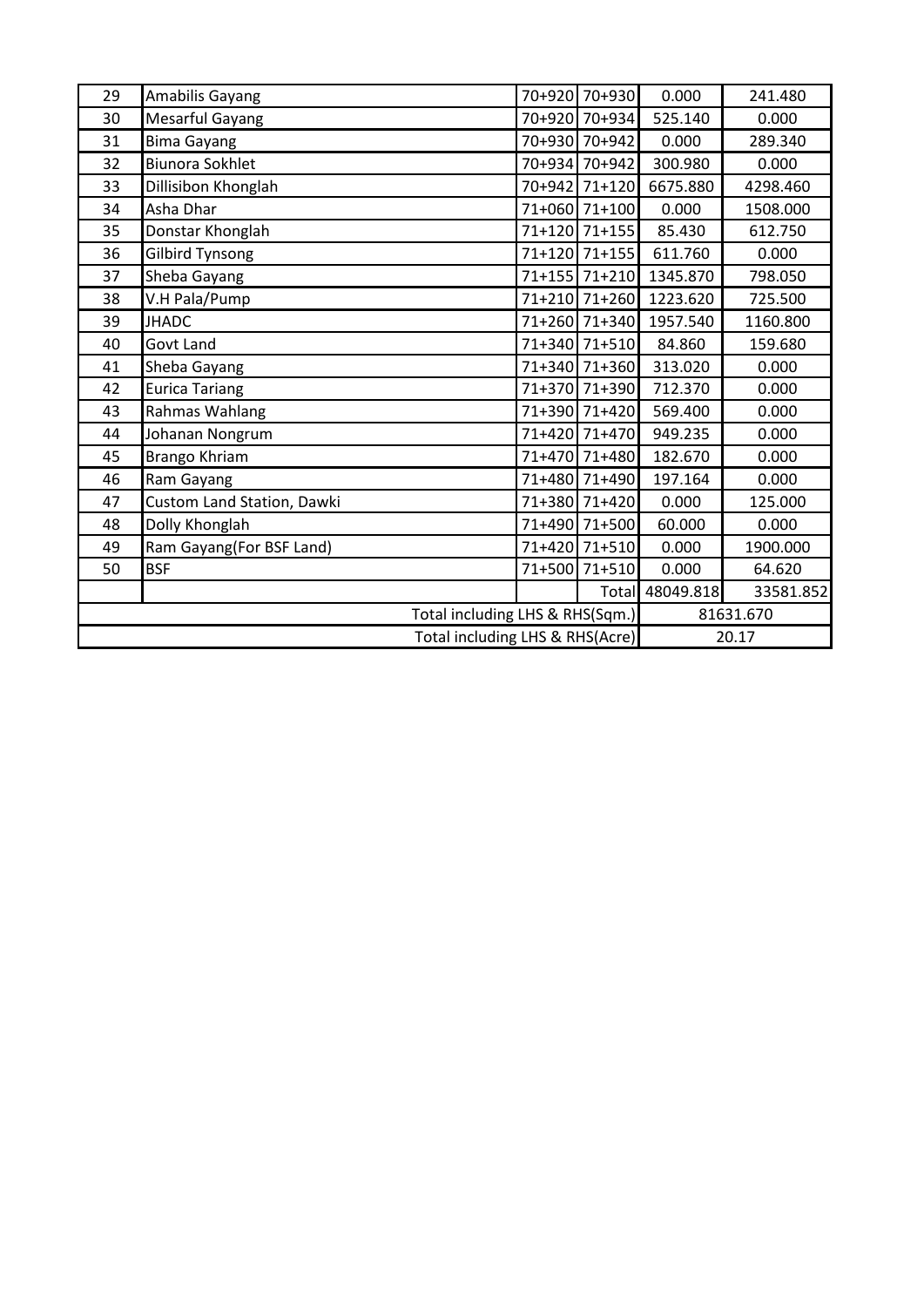| 29 | Amabilis Gayang | 70+920 | 70+930 | 0.000 | 241.480 |
|---|---|---|---|---|---|
| 30 | Mesarful Gayang | 70+920 | 70+934 | 525.140 | 0.000 |
| 31 | Bima Gayang | 70+930 | 70+942 | 0.000 | 289.340 |
| 32 | Biunora Sokhlet | 70+934 | 70+942 | 300.980 | 0.000 |
| 33 | Dillisibon Khonglah | 70+942 | 71+120 | 6675.880 | 4298.460 |
| 34 | Asha Dhar | 71+060 | 71+100 | 0.000 | 1508.000 |
| 35 | Donstar Khonglah | 71+120 | 71+155 | 85.430 | 612.750 |
| 36 | Gilbird Tynsong | 71+120 | 71+155 | 611.760 | 0.000 |
| 37 | Sheba Gayang | 71+155 | 71+210 | 1345.870 | 798.050 |
| 38 | V.H Pala/Pump | 71+210 | 71+260 | 1223.620 | 725.500 |
| 39 | JHADC | 71+260 | 71+340 | 1957.540 | 1160.800 |
| 40 | Govt Land | 71+340 | 71+510 | 84.860 | 159.680 |
| 41 | Sheba Gayang | 71+340 | 71+360 | 313.020 | 0.000 |
| 42 | Eurica Tariang | 71+370 | 71+390 | 712.370 | 0.000 |
| 43 | Rahmas Wahlang | 71+390 | 71+420 | 569.400 | 0.000 |
| 44 | Johanan Nongrum | 71+420 | 71+470 | 949.235 | 0.000 |
| 45 | Brango Khriam | 71+470 | 71+480 | 182.670 | 0.000 |
| 46 | Ram Gayang | 71+480 | 71+490 | 197.164 | 0.000 |
| 47 | Custom Land Station, Dawki | 71+380 | 71+420 | 0.000 | 125.000 |
| 48 | Dolly Khonglah | 71+490 | 71+500 | 60.000 | 0.000 |
| 49 | Ram Gayang(For BSF Land) | 71+420 | 71+510 | 0.000 | 1900.000 |
| 50 | BSF | 71+500 | 71+510 | 0.000 | 64.620 |
| | | | Total | 48049.818 | 33581.852 |
| Total including LHS & RHS(Sqm.) | | | | 81631.670 | |
| Total including LHS & RHS(Acre) | | | | 20.17 | |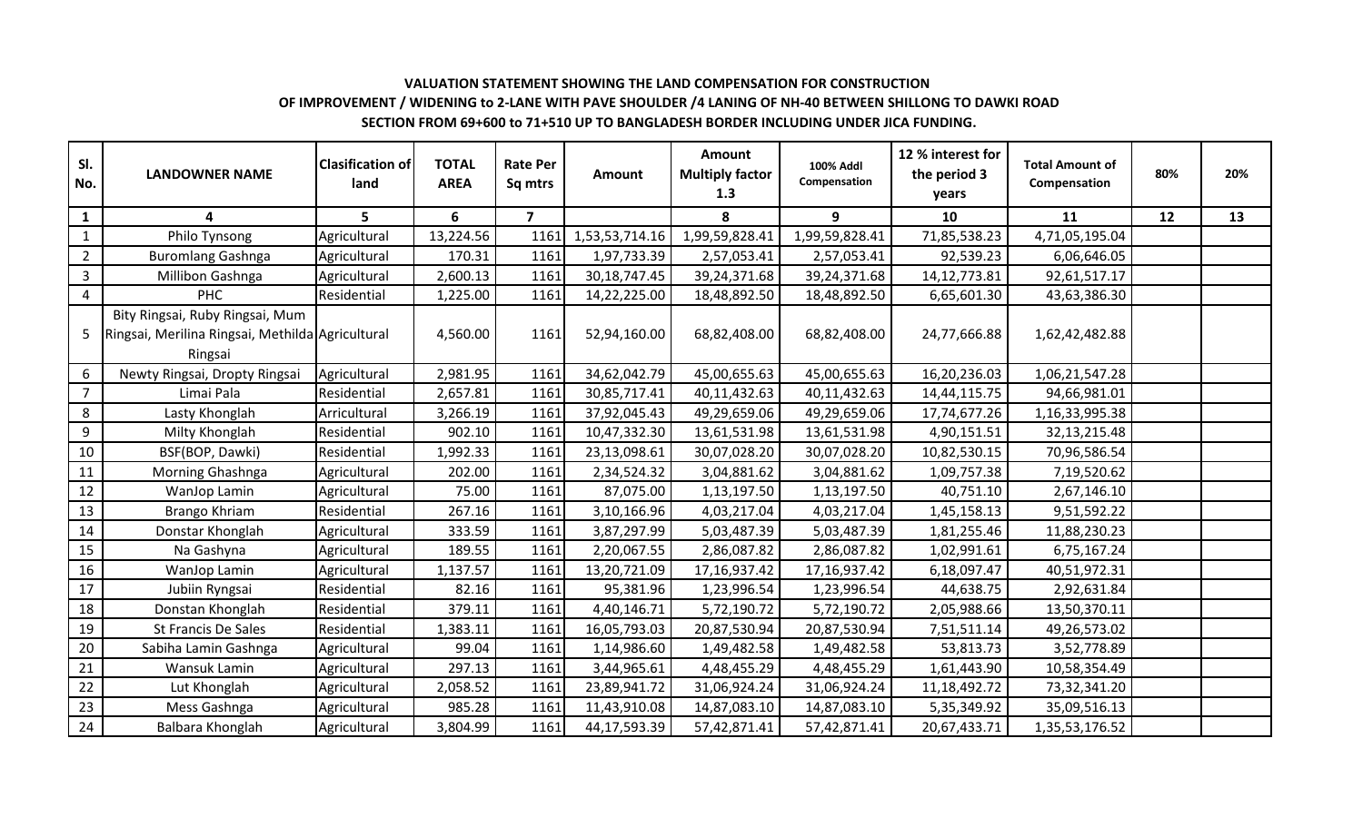**VALUATION STATEMENT SHOWING THE LAND COMPENSATION FOR CONSTRUCTION OF IMPROVEMENT / WIDENING to 2-LANE WITH PAVE SHOULDER /4 LANING OF NH-40 BETWEEN SHILLONG TO DAWKI ROAD SECTION FROM 69+600 to 71+510 UP TO BANGLADESH BORDER INCLUDING UNDER JICA FUNDING.**

| Sl. No. | LANDOWNER NAME | Clasification of land | TOTAL AREA | Rate Per Sq mtrs | Amount | Amount Multiply factor 1.3 | 100% Addl Compensation | 12 % interest for the period 3 years | Total Amount of Compensation | 80% | 20% |
|---|---|---|---|---|---|---|---|---|---|---|---|
| 1 | 4 | 5 | 6 | 7 | | 8 | 9 | 10 | 11 | 12 | 13 |
| 1 | Philo Tynsong | Agricultural | 13,224.56 | 1161 | 1,53,53,714.16 | 1,99,59,828.41 | 1,99,59,828.41 | 71,85,538.23 | 4,71,05,195.04 | | |
| 2 | Buromlang Gashnga | Agricultural | 170.31 | 1161 | 1,97,733.39 | 2,57,053.41 | 2,57,053.41 | 92,539.23 | 6,06,646.05 | | |
| 3 | Millibon Gashnga | Agricultural | 2,600.13 | 1161 | 30,18,747.45 | 39,24,371.68 | 39,24,371.68 | 14,12,773.81 | 92,61,517.17 | | |
| 4 | PHC | Residential | 1,225.00 | 1161 | 14,22,225.00 | 18,48,892.50 | 18,48,892.50 | 6,65,601.30 | 43,63,386.30 | | |
| 5 | Bity Ringsai, Ruby Ringsai, Mum Ringsai, Merilina Ringsai, Methilda Ringsai | Agricultural | 4,560.00 | 1161 | 52,94,160.00 | 68,82,408.00 | 68,82,408.00 | 24,77,666.88 | 1,62,42,482.88 | | |
| 6 | Newty Ringsai, Dropty Ringsai | Agricultural | 2,981.95 | 1161 | 34,62,042.79 | 45,00,655.63 | 45,00,655.63 | 16,20,236.03 | 1,06,21,547.28 | | |
| 7 | Limai Pala | Residential | 2,657.81 | 1161 | 30,85,717.41 | 40,11,432.63 | 40,11,432.63 | 14,44,115.75 | 94,66,981.01 | | |
| 8 | Lasty Khonglah | Arricultural | 3,266.19 | 1161 | 37,92,045.43 | 49,29,659.06 | 49,29,659.06 | 17,74,677.26 | 1,16,33,995.38 | | |
| 9 | Milty Khonglah | Residential | 902.10 | 1161 | 10,47,332.30 | 13,61,531.98 | 13,61,531.98 | 4,90,151.51 | 32,13,215.48 | | |
| 10 | BSF(BOP, Dawki) | Residential | 1,992.33 | 1161 | 23,13,098.61 | 30,07,028.20 | 30,07,028.20 | 10,82,530.15 | 70,96,586.54 | | |
| 11 | Morning Ghashnga | Agricultural | 202.00 | 1161 | 2,34,524.32 | 3,04,881.62 | 3,04,881.62 | 1,09,757.38 | 7,19,520.62 | | |
| 12 | WanJop Lamin | Agricultural | 75.00 | 1161 | 87,075.00 | 1,13,197.50 | 1,13,197.50 | 40,751.10 | 2,67,146.10 | | |
| 13 | Brango Khriam | Residential | 267.16 | 1161 | 3,10,166.96 | 4,03,217.04 | 4,03,217.04 | 1,45,158.13 | 9,51,592.22 | | |
| 14 | Donstar Khonglah | Agricultural | 333.59 | 1161 | 3,87,297.99 | 5,03,487.39 | 5,03,487.39 | 1,81,255.46 | 11,88,230.23 | | |
| 15 | Na Gashyna | Agricultural | 189.55 | 1161 | 2,20,067.55 | 2,86,087.82 | 2,86,087.82 | 1,02,991.61 | 6,75,167.24 | | |
| 16 | WanJop Lamin | Agricultural | 1,137.57 | 1161 | 13,20,721.09 | 17,16,937.42 | 17,16,937.42 | 6,18,097.47 | 40,51,972.31 | | |
| 17 | Jubiin Ryngsai | Residential | 82.16 | 1161 | 95,381.96 | 1,23,996.54 | 1,23,996.54 | 44,638.75 | 2,92,631.84 | | |
| 18 | Donstan Khonglah | Residential | 379.11 | 1161 | 4,40,146.71 | 5,72,190.72 | 5,72,190.72 | 2,05,988.66 | 13,50,370.11 | | |
| 19 | St Francis De Sales | Residential | 1,383.11 | 1161 | 16,05,793.03 | 20,87,530.94 | 20,87,530.94 | 7,51,511.14 | 49,26,573.02 | | |
| 20 | Sabiha Lamin Gashnga | Agricultural | 99.04 | 1161 | 1,14,986.60 | 1,49,482.58 | 1,49,482.58 | 53,813.73 | 3,52,778.89 | | |
| 21 | Wansuk Lamin | Agricultural | 297.13 | 1161 | 3,44,965.61 | 4,48,455.29 | 4,48,455.29 | 1,61,443.90 | 10,58,354.49 | | |
| 22 | Lut Khonglah | Agricultural | 2,058.52 | 1161 | 23,89,941.72 | 31,06,924.24 | 31,06,924.24 | 11,18,492.72 | 73,32,341.20 | | |
| 23 | Mess Gashnga | Agricultural | 985.28 | 1161 | 11,43,910.08 | 14,87,083.10 | 14,87,083.10 | 5,35,349.92 | 35,09,516.13 | | |
| 24 | Balbara Khonglah | Agricultural | 3,804.99 | 1161 | 44,17,593.39 | 57,42,871.41 | 57,42,871.41 | 20,67,433.71 | 1,35,53,176.52 | | |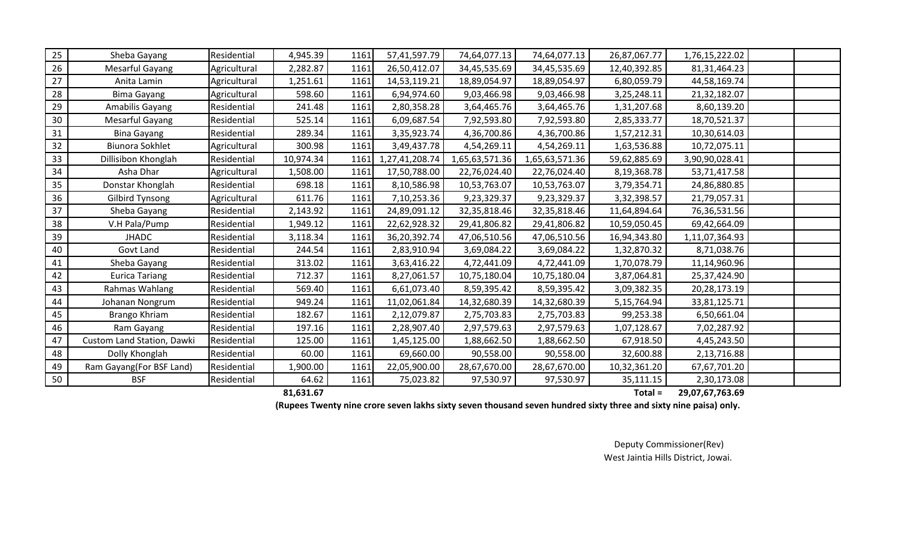| 25 | Sheba Gayang | Residential | 4,945.39 | 1161 | 57,41,597.79 | 74,64,077.13 | 74,64,077.13 | 26,87,067.77 | 1,76,15,222.02 | | |
|---|---|---|---|---|---|---|---|---|---|---|---|
| 26 | Mesarful Gayang | Agricultural | 2,282.87 | 1161 | 26,50,412.07 | 34,45,535.69 | 34,45,535.69 | 12,40,392.85 | 81,31,464.23 | | |
| 27 | Anita Lamin | Agricultural | 1,251.61 | 1161 | 14,53,119.21 | 18,89,054.97 | 18,89,054.97 | 6,80,059.79 | 44,58,169.74 | | |
| 28 | Bima Gayang | Agricultural | 598.60 | 1161 | 6,94,974.60 | 9,03,466.98 | 9,03,466.98 | 3,25,248.11 | 21,32,182.07 | | |
| 29 | Amabilis Gayang | Residential | 241.48 | 1161 | 2,80,358.28 | 3,64,465.76 | 3,64,465.76 | 1,31,207.68 | 8,60,139.20 | | |
| 30 | Mesarful Gayang | Residential | 525.14 | 1161 | 6,09,687.54 | 7,92,593.80 | 7,92,593.80 | 2,85,333.77 | 18,70,521.37 | | |
| 31 | Bina Gayang | Residential | 289.34 | 1161 | 3,35,923.74 | 4,36,700.86 | 4,36,700.86 | 1,57,212.31 | 10,30,614.03 | | |
| 32 | Biunora Sokhlet | Agricultural | 300.98 | 1161 | 3,49,437.78 | 4,54,269.11 | 4,54,269.11 | 1,63,536.88 | 10,72,075.11 | | |
| 33 | Dillisibon Khonglah | Residential | 10,974.34 | 1161 | 1,27,41,208.74 | 1,65,63,571.36 | 1,65,63,571.36 | 59,62,885.69 | 3,90,90,028.41 | | |
| 34 | Asha Dhar | Agricultural | 1,508.00 | 1161 | 17,50,788.00 | 22,76,024.40 | 22,76,024.40 | 8,19,368.78 | 53,71,417.58 | | |
| 35 | Donstar Khonglah | Residential | 698.18 | 1161 | 8,10,586.98 | 10,53,763.07 | 10,53,763.07 | 3,79,354.71 | 24,86,880.85 | | |
| 36 | Gilbird Tynsong | Agricultural | 611.76 | 1161 | 7,10,253.36 | 9,23,329.37 | 9,23,329.37 | 3,32,398.57 | 21,79,057.31 | | |
| 37 | Sheba Gayang | Residential | 2,143.92 | 1161 | 24,89,091.12 | 32,35,818.46 | 32,35,818.46 | 11,64,894.64 | 76,36,531.56 | | |
| 38 | V.H Pala/Pump | Residential | 1,949.12 | 1161 | 22,62,928.32 | 29,41,806.82 | 29,41,806.82 | 10,59,050.45 | 69,42,664.09 | | |
| 39 | JHADC | Residential | 3,118.34 | 1161 | 36,20,392.74 | 47,06,510.56 | 47,06,510.56 | 16,94,343.80 | 1,11,07,364.93 | | |
| 40 | Govt Land | Residential | 244.54 | 1161 | 2,83,910.94 | 3,69,084.22 | 3,69,084.22 | 1,32,870.32 | 8,71,038.76 | | |
| 41 | Sheba Gayang | Residential | 313.02 | 1161 | 3,63,416.22 | 4,72,441.09 | 4,72,441.09 | 1,70,078.79 | 11,14,960.96 | | |
| 42 | Eurica Tariang | Residential | 712.37 | 1161 | 8,27,061.57 | 10,75,180.04 | 10,75,180.04 | 3,87,064.81 | 25,37,424.90 | | |
| 43 | Rahmas Wahlang | Residential | 569.40 | 1161 | 6,61,073.40 | 8,59,395.42 | 8,59,395.42 | 3,09,382.35 | 20,28,173.19 | | |
| 44 | Johanan Nongrum | Residential | 949.24 | 1161 | 11,02,061.84 | 14,32,680.39 | 14,32,680.39 | 5,15,764.94 | 33,81,125.71 | | |
| 45 | Brango Khriam | Residential | 182.67 | 1161 | 2,12,079.87 | 2,75,703.83 | 2,75,703.83 | 99,253.38 | 6,50,661.04 | | |
| 46 | Ram Gayang | Residential | 197.16 | 1161 | 2,28,907.40 | 2,97,579.63 | 2,97,579.63 | 1,07,128.67 | 7,02,287.92 | | |
| 47 | Custom Land Station, Dawki | Residential | 125.00 | 1161 | 1,45,125.00 | 1,88,662.50 | 1,88,662.50 | 67,918.50 | 4,45,243.50 | | |
| 48 | Dolly Khonglah | Residential | 60.00 | 1161 | 69,660.00 | 90,558.00 | 90,558.00 | 32,600.88 | 2,13,716.88 | | |
| 49 | Ram Gayang(For BSF Land) | Residential | 1,900.00 | 1161 | 22,05,900.00 | 28,67,670.00 | 28,67,670.00 | 10,32,361.20 | 67,67,701.20 | | |
| 50 | BSF | Residential | 64.62 | 1161 | 75,023.82 | 97,530.97 | 97,530.97 | 35,111.15 | 2,30,173.08 | | |
| | | | **81,631.67** | | | | | **Total =** | **29,07,67,763.69** | | |

**(Rupees Twenty nine crore seven lakhs sixty seven thousand seven hundred sixty three and sixty nine paisa) only.**

Deputy Commissioner(Rev)
West Jaintia Hills District, Jowai.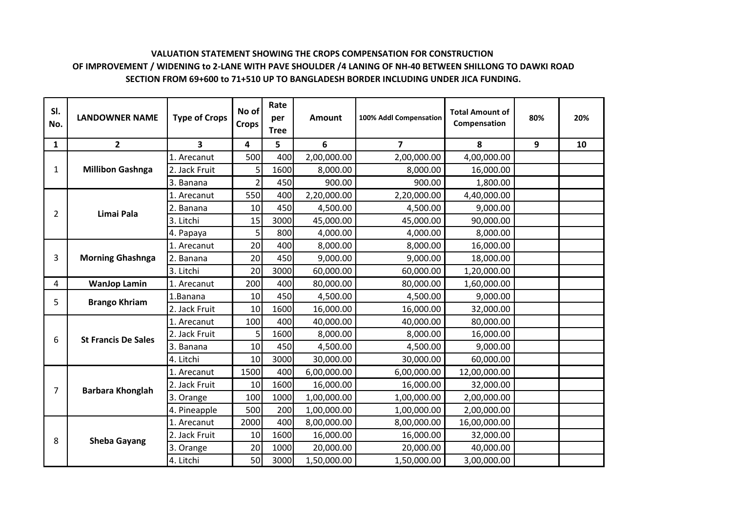**VALUATION STATEMENT SHOWING THE CROPS COMPENSATION FOR CONSTRUCTION OF IMPROVEMENT / WIDENING to 2-LANE WITH PAVE SHOULDER /4 LANING OF NH-40 BETWEEN SHILLONG TO DAWKI ROAD SECTION FROM 69+600 to 71+510 UP TO BANGLADESH BORDER INCLUDING UNDER JICA FUNDING.**

| Sl. No. | LANDOWNER NAME | Type of Crops | No of Crops | Rate per Tree | Amount | 100% Addl Compensation | Total Amount of Compensation | 80% | 20% |
|---|---|---|---|---|---|---|---|---|---|
| 1 | 2 | 3 | 4 | 5 | 6 | 7 | 8 | 9 | 10 |
| 1 | Millibon Gashnga | 1. Arecanut | 500 | 400 | 2,00,000.00 | 2,00,000.00 | 4,00,000.00 | | |
| | | 2. Jack Fruit | 5 | 1600 | 8,000.00 | 8,000.00 | 16,000.00 | | |
| | | 3. Banana | 2 | 450 | 900.00 | 900.00 | 1,800.00 | | |
| 2 | Limai Pala | 1. Arecanut | 550 | 400 | 2,20,000.00 | 2,20,000.00 | 4,40,000.00 | | |
| | | 2. Banana | 10 | 450 | 4,500.00 | 4,500.00 | 9,000.00 | | |
| | | 3. Litchi | 15 | 3000 | 45,000.00 | 45,000.00 | 90,000.00 | | |
| | | 4. Papaya | 5 | 800 | 4,000.00 | 4,000.00 | 8,000.00 | | |
| 3 | Morning Ghashnga | 1. Arecanut | 20 | 400 | 8,000.00 | 8,000.00 | 16,000.00 | | |
| | | 2. Banana | 20 | 450 | 9,000.00 | 9,000.00 | 18,000.00 | | |
| | | 3. Litchi | 20 | 3000 | 60,000.00 | 60,000.00 | 1,20,000.00 | | |
| 4 | WanJop Lamin | 1. Arecanut | 200 | 400 | 80,000.00 | 80,000.00 | 1,60,000.00 | | |
| 5 | Brango Khriam | 1.Banana | 10 | 450 | 4,500.00 | 4,500.00 | 9,000.00 | | |
| | | 2. Jack Fruit | 10 | 1600 | 16,000.00 | 16,000.00 | 32,000.00 | | |
| 6 | St Francis De Sales | 1. Arecanut | 100 | 400 | 40,000.00 | 40,000.00 | 80,000.00 | | |
| | | 2. Jack Fruit | 5 | 1600 | 8,000.00 | 8,000.00 | 16,000.00 | | |
| | | 3. Banana | 10 | 450 | 4,500.00 | 4,500.00 | 9,000.00 | | |
| | | 4. Litchi | 10 | 3000 | 30,000.00 | 30,000.00 | 60,000.00 | | |
| 7 | Barbara Khonglah | 1. Arecanut | 1500 | 400 | 6,00,000.00 | 6,00,000.00 | 12,00,000.00 | | |
| | | 2. Jack Fruit | 10 | 1600 | 16,000.00 | 16,000.00 | 32,000.00 | | |
| | | 3. Orange | 100 | 1000 | 1,00,000.00 | 1,00,000.00 | 2,00,000.00 | | |
| | | 4. Pineapple | 500 | 200 | 1,00,000.00 | 1,00,000.00 | 2,00,000.00 | | |
| 8 | Sheba Gayang | 1. Arecanut | 2000 | 400 | 8,00,000.00 | 8,00,000.00 | 16,00,000.00 | | |
| | | 2. Jack Fruit | 10 | 1600 | 16,000.00 | 16,000.00 | 32,000.00 | | |
| | | 3. Orange | 20 | 1000 | 20,000.00 | 20,000.00 | 40,000.00 | | |
| | | 4. Litchi | 50 | 3000 | 1,50,000.00 | 1,50,000.00 | 3,00,000.00 | | |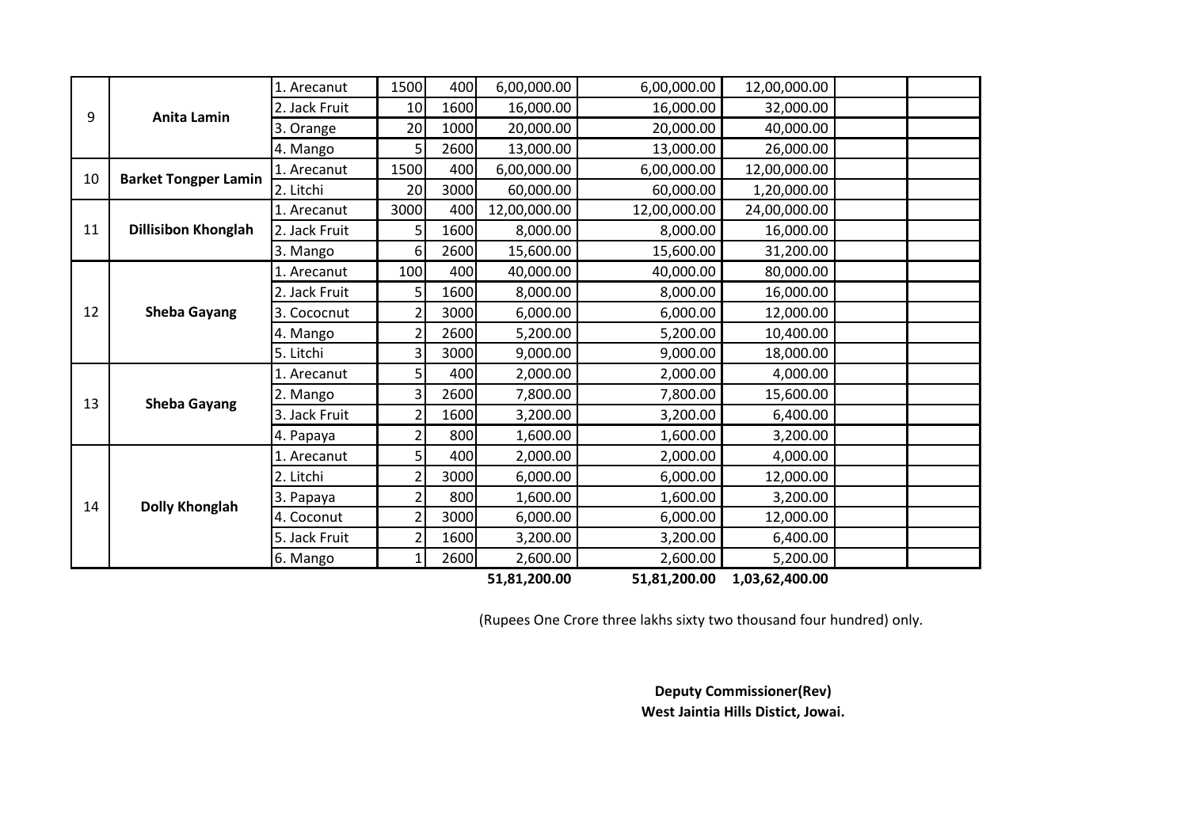| | | | | | | | | | |
|---|---|---|---|---|---|---|---|---|---|
| 9 | **Anita Lamin** | 1. Arecanut | 1500 | 400 | 6,00,000.00 | 6,00,000.00 | 12,00,000.00 | | |
| | | 2. Jack Fruit | 10 | 1600 | 16,000.00 | 16,000.00 | 32,000.00 | | |
| | | 3. Orange | 20 | 1000 | 20,000.00 | 20,000.00 | 40,000.00 | | |
| | | 4. Mango | 5 | 2600 | 13,000.00 | 13,000.00 | 26,000.00 | | |
| 10 | **Barket Tongper Lamin** | 1. Arecanut | 1500 | 400 | 6,00,000.00 | 6,00,000.00 | 12,00,000.00 | | |
| | | 2. Litchi | 20 | 3000 | 60,000.00 | 60,000.00 | 1,20,000.00 | | |
| 11 | **Dillisibon Khonglah** | 1. Arecanut | 3000 | 400 | 12,00,000.00 | 12,00,000.00 | 24,00,000.00 | | |
| | | 2. Jack Fruit | 5 | 1600 | 8,000.00 | 8,000.00 | 16,000.00 | | |
| | | 3. Mango | 6 | 2600 | 15,600.00 | 15,600.00 | 31,200.00 | | |
| 12 | **Sheba Gayang** | 1. Arecanut | 100 | 400 | 40,000.00 | 40,000.00 | 80,000.00 | | |
| | | 2. Jack Fruit | 5 | 1600 | 8,000.00 | 8,000.00 | 16,000.00 | | |
| | | 3. Cococnut | 2 | 3000 | 6,000.00 | 6,000.00 | 12,000.00 | | |
| | | 4. Mango | 2 | 2600 | 5,200.00 | 5,200.00 | 10,400.00 | | |
| | | 5. Litchi | 3 | 3000 | 9,000.00 | 9,000.00 | 18,000.00 | | |
| 13 | **Sheba Gayang** | 1. Arecanut | 5 | 400 | 2,000.00 | 2,000.00 | 4,000.00 | | |
| | | 2. Mango | 3 | 2600 | 7,800.00 | 7,800.00 | 15,600.00 | | |
| | | 3. Jack Fruit | 2 | 1600 | 3,200.00 | 3,200.00 | 6,400.00 | | |
| | | 4. Papaya | 2 | 800 | 1,600.00 | 1,600.00 | 3,200.00 | | |
| 14 | **Dolly Khonglah** | 1. Arecanut | 5 | 400 | 2,000.00 | 2,000.00 | 4,000.00 | | |
| | | 2. Litchi | 2 | 3000 | 6,000.00 | 6,000.00 | 12,000.00 | | |
| | | 3. Papaya | 2 | 800 | 1,600.00 | 1,600.00 | 3,200.00 | | |
| | | 4. Coconut | 2 | 3000 | 6,000.00 | 6,000.00 | 12,000.00 | | |
| | | 5. Jack Fruit | 2 | 1600 | 3,200.00 | 3,200.00 | 6,400.00 | | |
| | | 6. Mango | 1 | 2600 | 2,600.00 | 2,600.00 | 5,200.00 | | |
| | | | | | **51,81,200.00** | **51,81,200.00** | **1,03,62,400.00** | | |

(Rupees One Crore three lakhs sixty two thousand four hundred) only.

**Deputy Commissioner(Rev)**
**West Jaintia Hills Distict, Jowai.**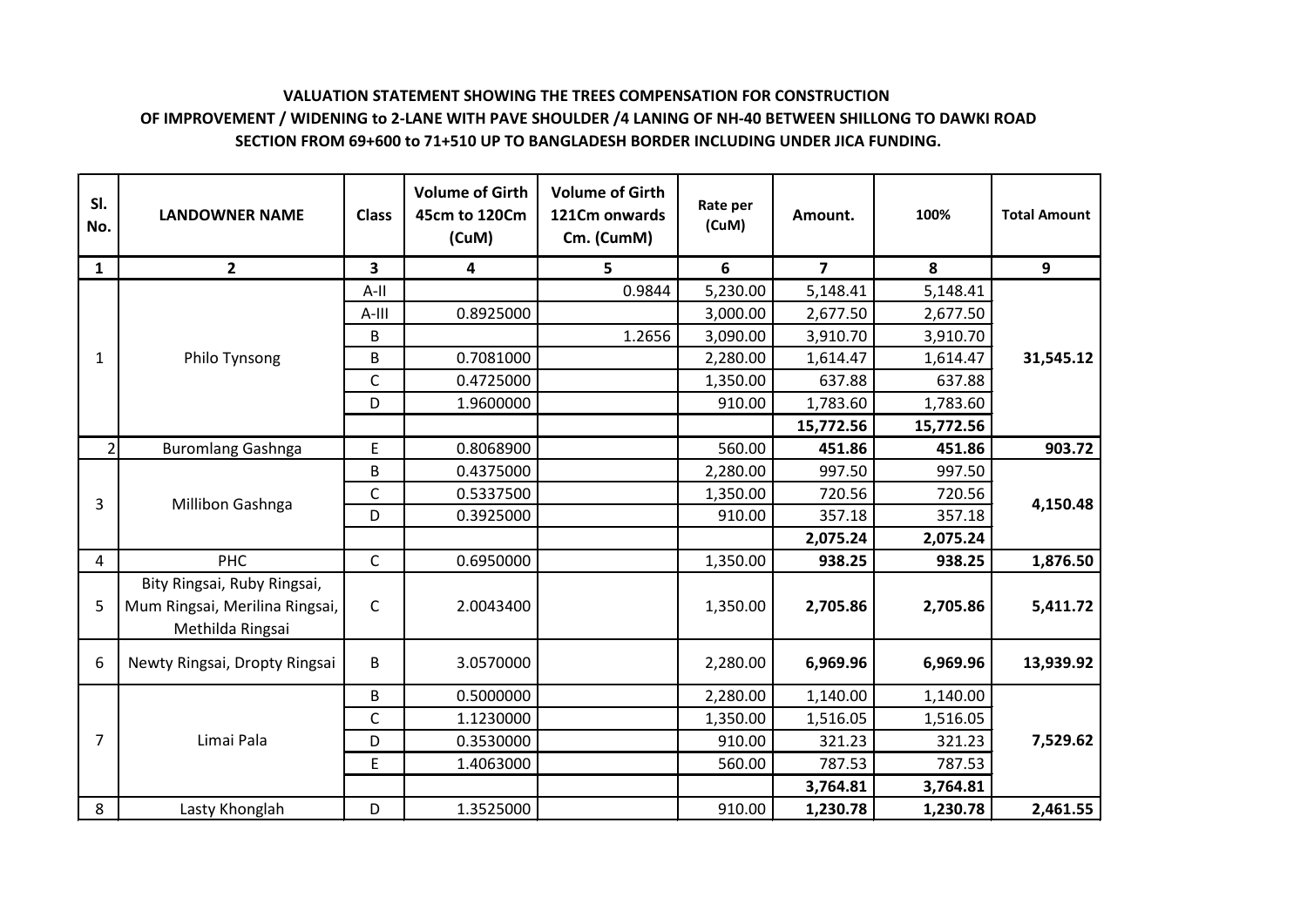**VALUATION STATEMENT SHOWING THE TREES COMPENSATION FOR CONSTRUCTION OF IMPROVEMENT / WIDENING to 2-LANE WITH PAVE SHOULDER /4 LANING OF NH-40 BETWEEN SHILLONG TO DAWKI ROAD SECTION FROM 69+600 to 71+510 UP TO BANGLADESH BORDER INCLUDING UNDER JICA FUNDING.**

| Sl. No. | LANDOWNER NAME | Class | Volume of Girth 45cm to 120Cm (CuM) | Volume of Girth 121Cm onwards Cm. (CumM) | Rate per (CuM) | Amount. | 100% | Total Amount |
|---|---|---|---|---|---|---|---|---|
| 1 | 2 | 3 | 4 | 5 | 6 | 7 | 8 | 9 |
| 1 | Philo Tynsong | A-II | | 0.9844 | 5,230.00 | 5,148.41 | 5,148.41 | 31,545.12 |
| | | A-III | 0.8925000 | | 3,000.00 | 2,677.50 | 2,677.50 | |
| | | B | | 1.2656 | 3,090.00 | 3,910.70 | 3,910.70 | |
| | | B | 0.7081000 | | 2,280.00 | 1,614.47 | 1,614.47 | |
| | | C | 0.4725000 | | 1,350.00 | 637.88 | 637.88 | |
| | | D | 1.9600000 | | 910.00 | 1,783.60 | 1,783.60 | |
| | | | | | | **15,772.56** | **15,772.56** | |
| 2 | Buromlang Gashnga | E | 0.8068900 | | 560.00 | **451.86** | **451.86** | **903.72** |
| 3 | Millibon Gashnga | B | 0.4375000 | | 2,280.00 | 997.50 | 997.50 | 4,150.48 |
| | | C | 0.5337500 | | 1,350.00 | 720.56 | 720.56 | |
| | | D | 0.3925000 | | 910.00 | 357.18 | 357.18 | |
| | | | | | | **2,075.24** | **2,075.24** | |
| 4 | PHC | C | 0.6950000 | | 1,350.00 | **938.25** | **938.25** | **1,876.50** |
| 5 | Bity Ringsai, Ruby Ringsai, Mum Ringsai, Merilina Ringsai, Methilda Ringsai | C | 2.0043400 | | 1,350.00 | **2,705.86** | **2,705.86** | **5,411.72** |
| 6 | Newty Ringsai, Dropty Ringsai | B | 3.0570000 | | 2,280.00 | **6,969.96** | **6,969.96** | **13,939.92** |
| 7 | Limai Pala | B | 0.5000000 | | 2,280.00 | 1,140.00 | 1,140.00 | 7,529.62 |
| | | C | 1.1230000 | | 1,350.00 | 1,516.05 | 1,516.05 | |
| | | D | 0.3530000 | | 910.00 | 321.23 | 321.23 | |
| | | E | 1.4063000 | | 560.00 | 787.53 | 787.53 | |
| | | | | | | **3,764.81** | **3,764.81** | |
| 8 | Lasty Khonglah | D | 1.3525000 | | 910.00 | **1,230.78** | **1,230.78** | **2,461.55** |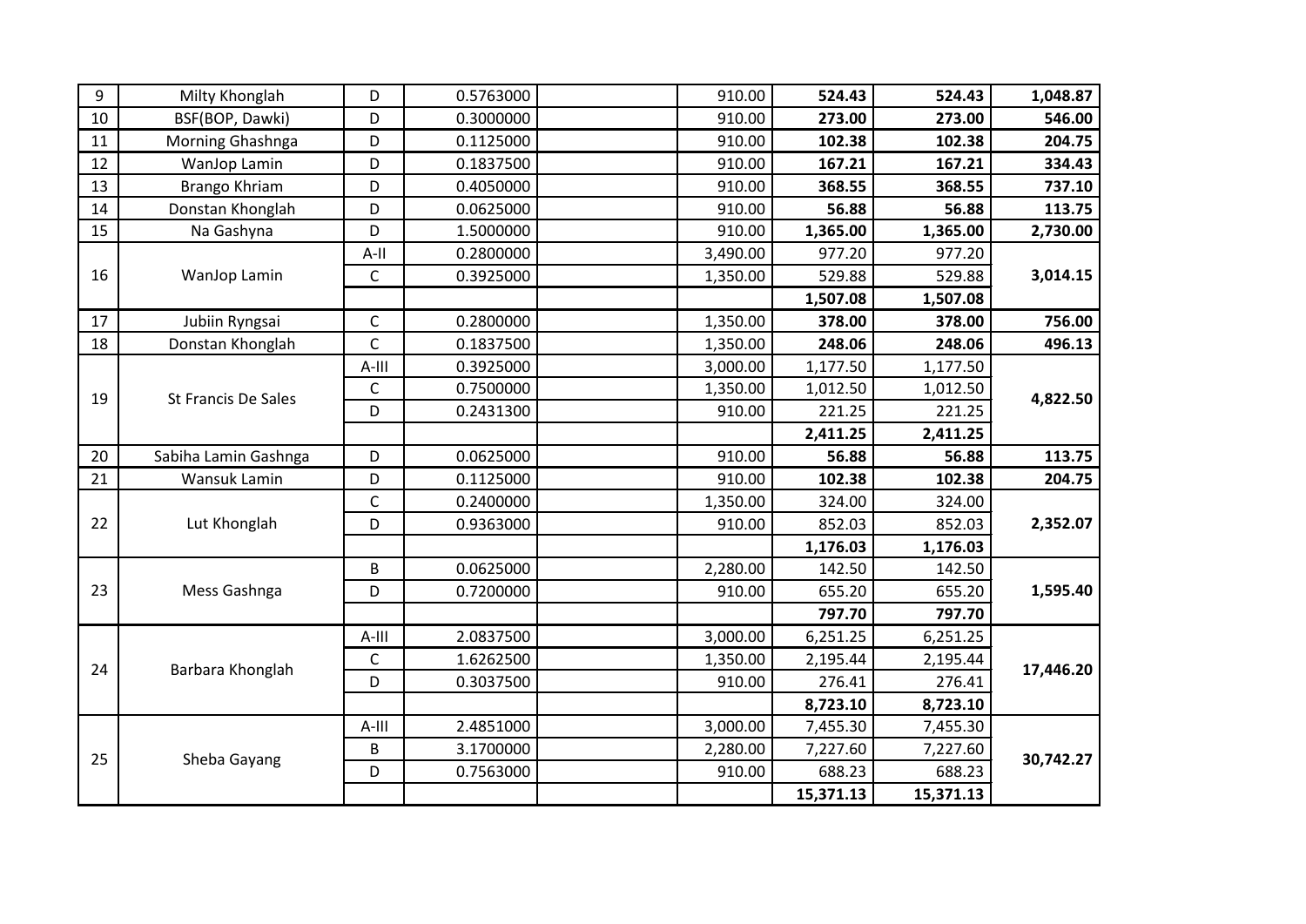| 9 | Milty Khonglah | D | 0.5763000 | | 910.00 | **524.43** | **524.43** | **1,048.87** |
|---|---|---|---|---|---|---|---|---|
| 10 | BSF(BOP, Dawki) | D | 0.3000000 | | 910.00 | **273.00** | **273.00** | **546.00** |
| 11 | Morning Ghashnga | D | 0.1125000 | | 910.00 | **102.38** | **102.38** | **204.75** |
| 12 | WanJop Lamin | D | 0.1837500 | | 910.00 | **167.21** | **167.21** | **334.43** |
| 13 | Brango Khriam | D | 0.4050000 | | 910.00 | **368.55** | **368.55** | **737.10** |
| 14 | Donstan Khonglah | D | 0.0625000 | | 910.00 | **56.88** | **56.88** | **113.75** |
| 15 | Na Gashyna | D | 1.5000000 | | 910.00 | **1,365.00** | **1,365.00** | **2,730.00** |
| 16 | WanJop Lamin | A-II | 0.2800000 | | 3,490.00 | 977.20 | 977.20 | **3,014.15** |
| | | C | 0.3925000 | | 1,350.00 | 529.88 | 529.88 | |
| | | | | | | **1,507.08** | **1,507.08** | |
| 17 | Jubiin Ryngsai | C | 0.2800000 | | 1,350.00 | **378.00** | **378.00** | **756.00** |
| 18 | Donstan Khonglah | C | 0.1837500 | | 1,350.00 | **248.06** | **248.06** | **496.13** |
| 19 | St Francis De Sales | A-III | 0.3925000 | | 3,000.00 | 1,177.50 | 1,177.50 | **4,822.50** |
| | | C | 0.7500000 | | 1,350.00 | 1,012.50 | 1,012.50 | |
| | | D | 0.2431300 | | 910.00 | 221.25 | 221.25 | |
| | | | | | | **2,411.25** | **2,411.25** | |
| 20 | Sabiha Lamin Gashnga | D | 0.0625000 | | 910.00 | **56.88** | **56.88** | **113.75** |
| 21 | Wansuk Lamin | D | 0.1125000 | | 910.00 | **102.38** | **102.38** | **204.75** |
| 22 | Lut Khonglah | C | 0.2400000 | | 1,350.00 | 324.00 | 324.00 | **2,352.07** |
| | | D | 0.9363000 | | 910.00 | 852.03 | 852.03 | |
| | | | | | | **1,176.03** | **1,176.03** | |
| 23 | Mess Gashnga | B | 0.0625000 | | 2,280.00 | 142.50 | 142.50 | **1,595.40** |
| | | D | 0.7200000 | | 910.00 | 655.20 | 655.20 | |
| | | | | | | **797.70** | **797.70** | |
| 24 | Barbara Khonglah | A-III | 2.0837500 | | 3,000.00 | 6,251.25 | 6,251.25 | **17,446.20** |
| | | C | 1.6262500 | | 1,350.00 | 2,195.44 | 2,195.44 | |
| | | D | 0.3037500 | | 910.00 | 276.41 | 276.41 | |
| | | | | | | **8,723.10** | **8,723.10** | |
| 25 | Sheba Gayang | A-III | 2.4851000 | | 3,000.00 | 7,455.30 | 7,455.30 | **30,742.27** |
| | | B | 3.1700000 | | 2,280.00 | 7,227.60 | 7,227.60 | |
| | | D | 0.7563000 | | 910.00 | 688.23 | 688.23 | |
| | | | | | | **15,371.13** | **15,371.13** | |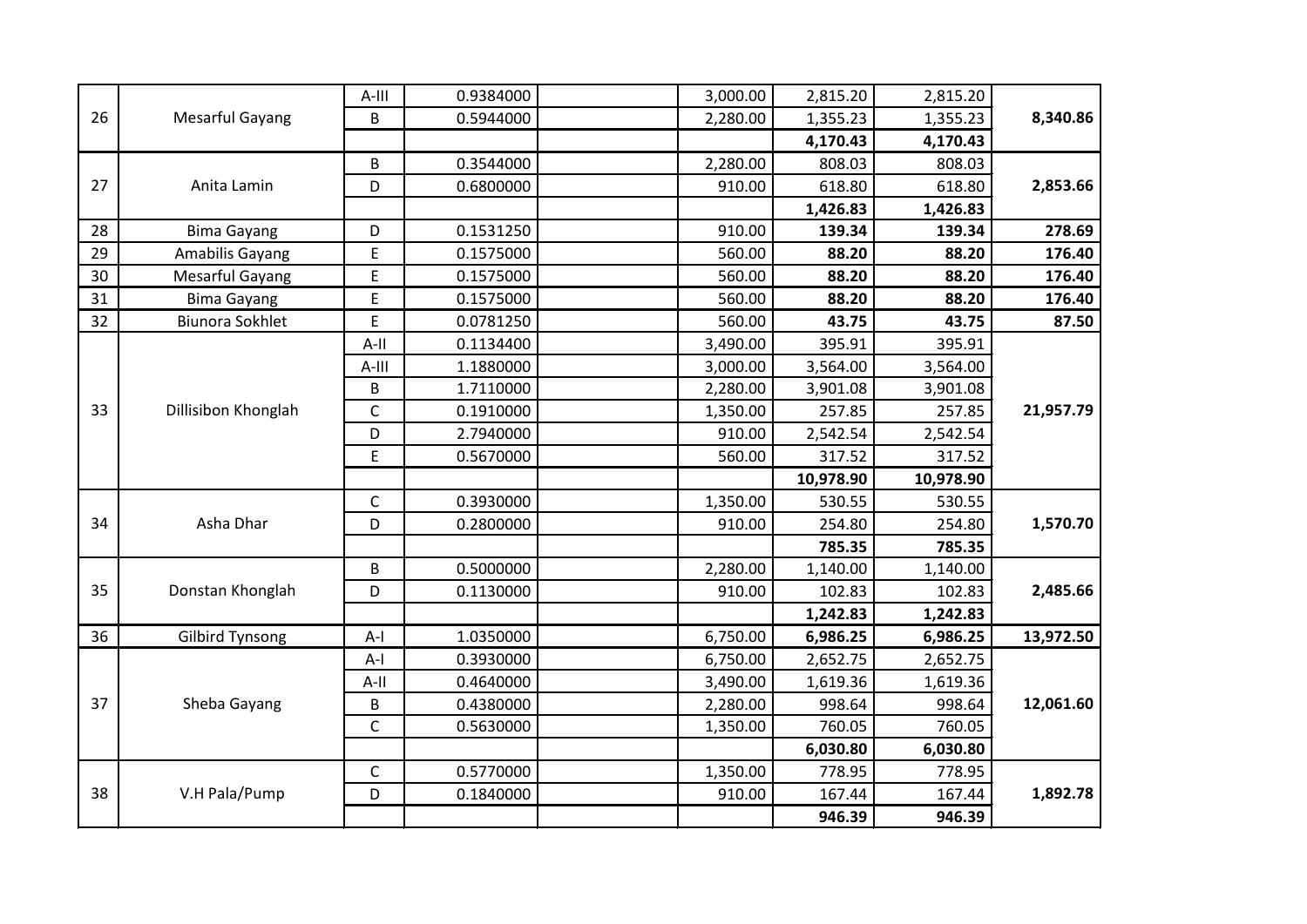| | | | | | | | | |
|---|---|---|---|---|---|---|---|---|
| 26 | Mesarful Gayang | A-III | 0.9384000 | | 3,000.00 | 2,815.20 | 2,815.20 | **8,340.86** |
| | | B | 0.5944000 | | 2,280.00 | 1,355.23 | 1,355.23 | |
| | | | | | | **4,170.43** | **4,170.43** | |
| 27 | Anita Lamin | B | 0.3544000 | | 2,280.00 | 808.03 | 808.03 | **2,853.66** |
| | | D | 0.6800000 | | 910.00 | 618.80 | 618.80 | |
| | | | | | | **1,426.83** | **1,426.83** | |
| 28 | Bima Gayang | D | 0.1531250 | | 910.00 | **139.34** | **139.34** | **278.69** |
| 29 | Amabilis Gayang | E | 0.1575000 | | 560.00 | **88.20** | **88.20** | **176.40** |
| 30 | Mesarful Gayang | E | 0.1575000 | | 560.00 | **88.20** | **88.20** | **176.40** |
| 31 | Bima Gayang | E | 0.1575000 | | 560.00 | **88.20** | **88.20** | **176.40** |
| 32 | Biunora Sokhlet | E | 0.0781250 | | 560.00 | **43.75** | **43.75** | **87.50** |
| 33 | Dillisibon Khonglah | A-II | 0.1134400 | | 3,490.00 | 395.91 | 395.91 | **21,957.79** |
| | | A-III | 1.1880000 | | 3,000.00 | 3,564.00 | 3,564.00 | |
| | | B | 1.7110000 | | 2,280.00 | 3,901.08 | 3,901.08 | |
| | | C | 0.1910000 | | 1,350.00 | 257.85 | 257.85 | |
| | | D | 2.7940000 | | 910.00 | 2,542.54 | 2,542.54 | |
| | | E | 0.5670000 | | 560.00 | 317.52 | 317.52 | |
| | | | | | | **10,978.90** | **10,978.90** | |
| 34 | Asha Dhar | C | 0.3930000 | | 1,350.00 | 530.55 | 530.55 | **1,570.70** |
| | | D | 0.2800000 | | 910.00 | 254.80 | 254.80 | |
| | | | | | | **785.35** | **785.35** | |
| 35 | Donstan Khonglah | B | 0.5000000 | | 2,280.00 | 1,140.00 | 1,140.00 | **2,485.66** |
| | | D | 0.1130000 | | 910.00 | 102.83 | 102.83 | |
| | | | | | | **1,242.83** | **1,242.83** | |
| 36 | Gilbird Tynsong | A-I | 1.0350000 | | 6,750.00 | **6,986.25** | **6,986.25** | **13,972.50** |
| 37 | Sheba Gayang | A-I | 0.3930000 | | 6,750.00 | 2,652.75 | 2,652.75 | **12,061.60** |
| | | A-II | 0.4640000 | | 3,490.00 | 1,619.36 | 1,619.36 | |
| | | B | 0.4380000 | | 2,280.00 | 998.64 | 998.64 | |
| | | C | 0.5630000 | | 1,350.00 | 760.05 | 760.05 | |
| | | | | | | **6,030.80** | **6,030.80** | |
| 38 | V.H Pala/Pump | C | 0.5770000 | | 1,350.00 | 778.95 | 778.95 | **1,892.78** |
| | | D | 0.1840000 | | 910.00 | 167.44 | 167.44 | |
| | | | | | | **946.39** | **946.39** | |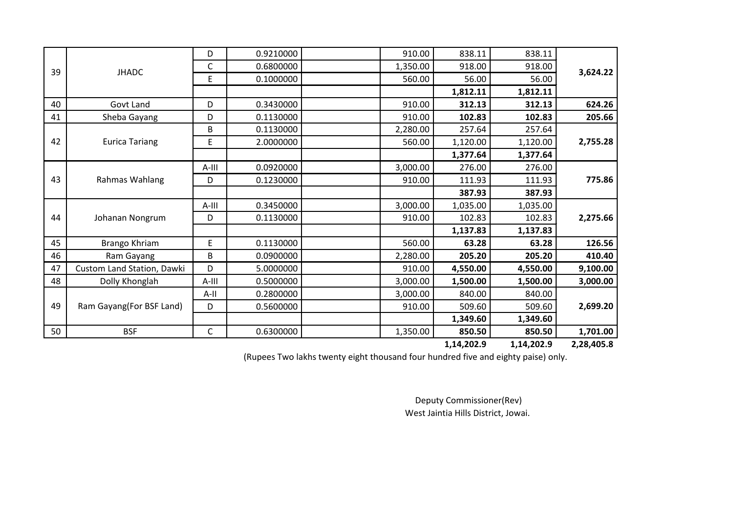| | | | | | | | | |
|---|---|---|---|---|---|---|---|---|
| 39 | JHADC | D | 0.9210000 | | 910.00 | 838.11 | 838.11 | 3,624.22 |
| | | C | 0.6800000 | | 1,350.00 | 918.00 | 918.00 | |
| | | E | 0.1000000 | | 560.00 | 56.00 | 56.00 | |
| | | | | | | **1,812.11** | **1,812.11** | |
| 40 | Govt Land | D | 0.3430000 | | 910.00 | **312.13** | **312.13** | **624.26** |
| 41 | Sheba Gayang | D | 0.1130000 | | 910.00 | **102.83** | **102.83** | **205.66** |
| 42 | Eurica Tariang | B | 0.1130000 | | 2,280.00 | 257.64 | 257.64 | **2,755.28** |
| | | E | 2.0000000 | | 560.00 | 1,120.00 | 1,120.00 | |
| | | | | | | **1,377.64** | **1,377.64** | |
| 43 | Rahmas Wahlang | A-III | 0.0920000 | | 3,000.00 | 276.00 | 276.00 | **775.86** |
| | | D | 0.1230000 | | 910.00 | 111.93 | 111.93 | |
| | | | | | | **387.93** | **387.93** | |
| 44 | Johanan Nongrum | A-III | 0.3450000 | | 3,000.00 | 1,035.00 | 1,035.00 | **2,275.66** |
| | | D | 0.1130000 | | 910.00 | 102.83 | 102.83 | |
| | | | | | | **1,137.83** | **1,137.83** | |
| 45 | Brango Khriam | E | 0.1130000 | | 560.00 | **63.28** | **63.28** | **126.56** |
| 46 | Ram Gayang | B | 0.0900000 | | 2,280.00 | **205.20** | **205.20** | **410.40** |
| 47 | Custom Land Station, Dawki | D | 5.0000000 | | 910.00 | **4,550.00** | **4,550.00** | **9,100.00** |
| 48 | Dolly Khonglah | A-III | 0.5000000 | | 3,000.00 | **1,500.00** | **1,500.00** | **3,000.00** |
| 49 | Ram Gayang(For BSF Land) | A-II | 0.2800000 | | 3,000.00 | 840.00 | 840.00 | **2,699.20** |
| | | D | 0.5600000 | | 910.00 | 509.60 | 509.60 | |
| | | | | | | **1,349.60** | **1,349.60** | |
| 50 | BSF | C | 0.6300000 | | 1,350.00 | **850.50** | **850.50** | **1,701.00** |
| | | | | | | **1,14,202.9** | **1,14,202.9** | **2,28,405.8** |

(Rupees Two lakhs twenty eight thousand four hundred five and eighty paise) only.

Deputy Commissioner(Rev)
West Jaintia Hills District, Jowai.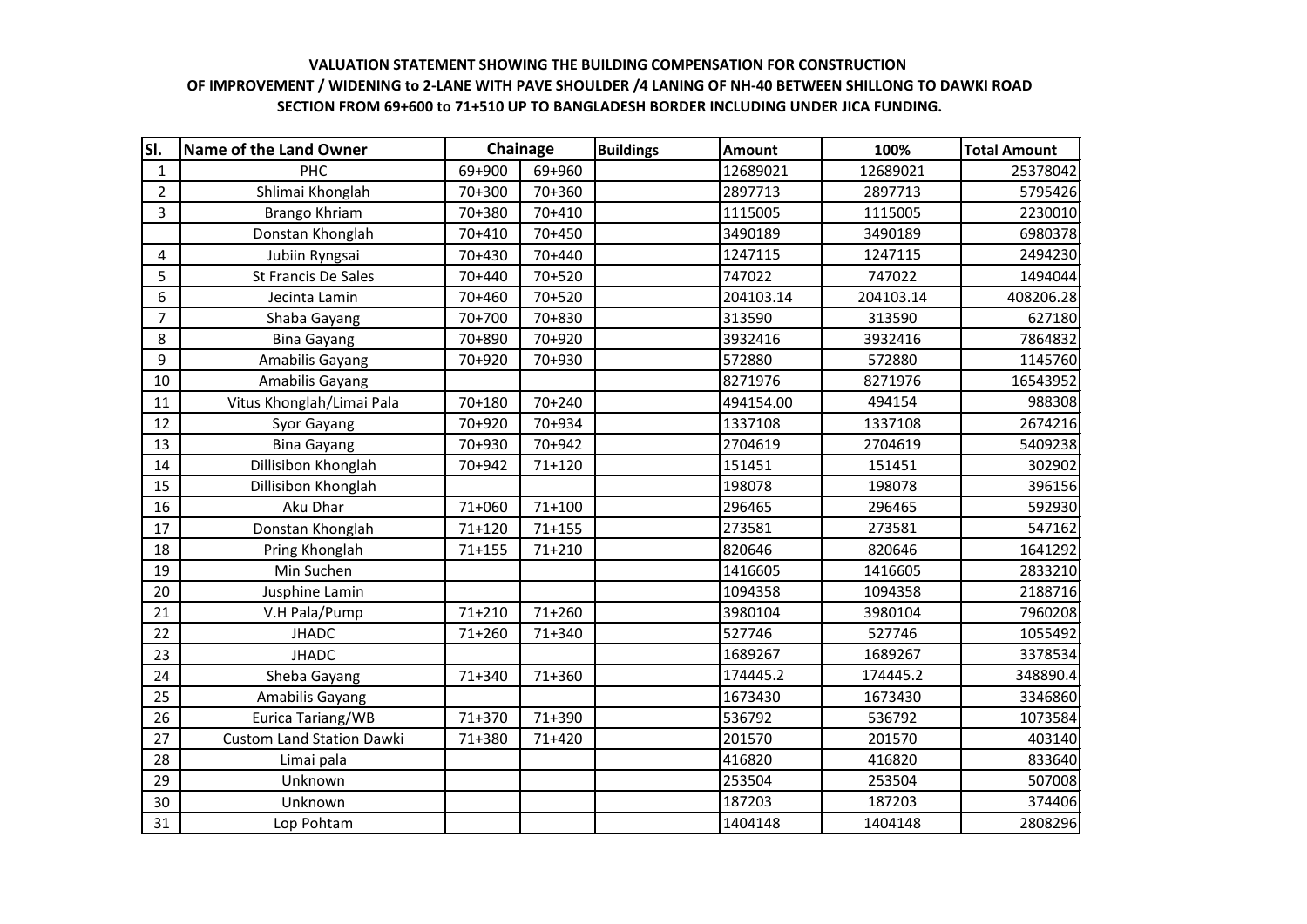**VALUATION STATEMENT SHOWING THE BUILDING COMPENSATION FOR CONSTRUCTION OF IMPROVEMENT / WIDENING to 2-LANE WITH PAVE SHOULDER /4 LANING OF NH-40 BETWEEN SHILLONG TO DAWKI ROAD SECTION FROM 69+600 to 71+510 UP TO BANGLADESH BORDER INCLUDING UNDER JICA FUNDING.**

| Sl. | Name of the Land Owner | Chainage | | Buildings | Amount | 100% | Total Amount |
|---|---|---|---|---|---|---|---|
| 1 | PHC | 69+900 | 69+960 | | 12689021 | 12689021 | 25378042 |
| 2 | Shlimai Khonglah | 70+300 | 70+360 | | 2897713 | 2897713 | 5795426 |
| 3 | Brango Khriam | 70+380 | 70+410 | | 1115005 | 1115005 | 2230010 |
| | Donstan Khonglah | 70+410 | 70+450 | | 3490189 | 3490189 | 6980378 |
| 4 | Jubiin Ryngsai | 70+430 | 70+440 | | 1247115 | 1247115 | 2494230 |
| 5 | St Francis De Sales | 70+440 | 70+520 | | 747022 | 747022 | 1494044 |
| 6 | Jecinta Lamin | 70+460 | 70+520 | | 204103.14 | 204103.14 | 408206.28 |
| 7 | Shaba Gayang | 70+700 | 70+830 | | 313590 | 313590 | 627180 |
| 8 | Bina Gayang | 70+890 | 70+920 | | 3932416 | 3932416 | 7864832 |
| 9 | Amabilis Gayang | 70+920 | 70+930 | | 572880 | 572880 | 1145760 |
| 10 | Amabilis Gayang | | | | 8271976 | 8271976 | 16543952 |
| 11 | Vitus Khonglah/Limai Pala | 70+180 | 70+240 | | 494154.00 | 494154 | 988308 |
| 12 | Syor Gayang | 70+920 | 70+934 | | 1337108 | 1337108 | 2674216 |
| 13 | Bina Gayang | 70+930 | 70+942 | | 2704619 | 2704619 | 5409238 |
| 14 | Dillisibon Khonglah | 70+942 | 71+120 | | 151451 | 151451 | 302902 |
| 15 | Dillisibon Khonglah | | | | 198078 | 198078 | 396156 |
| 16 | Aku Dhar | 71+060 | 71+100 | | 296465 | 296465 | 592930 |
| 17 | Donstan Khonglah | 71+120 | 71+155 | | 273581 | 273581 | 547162 |
| 18 | Pring Khonglah | 71+155 | 71+210 | | 820646 | 820646 | 1641292 |
| 19 | Min Suchen | | | | 1416605 | 1416605 | 2833210 |
| 20 | Jusphine Lamin | | | | 1094358 | 1094358 | 2188716 |
| 21 | V.H Pala/Pump | 71+210 | 71+260 | | 3980104 | 3980104 | 7960208 |
| 22 | JHADC | 71+260 | 71+340 | | 527746 | 527746 | 1055492 |
| 23 | JHADC | | | | 1689267 | 1689267 | 3378534 |
| 24 | Sheba Gayang | 71+340 | 71+360 | | 174445.2 | 174445.2 | 348890.4 |
| 25 | Amabilis Gayang | | | | 1673430 | 1673430 | 3346860 |
| 26 | Eurica Tariang/WB | 71+370 | 71+390 | | 536792 | 536792 | 1073584 |
| 27 | Custom Land Station Dawki | 71+380 | 71+420 | | 201570 | 201570 | 403140 |
| 28 | Limai pala | | | | 416820 | 416820 | 833640 |
| 29 | Unknown | | | | 253504 | 253504 | 507008 |
| 30 | Unknown | | | | 187203 | 187203 | 374406 |
| 31 | Lop Pohtam | | | | 1404148 | 1404148 | 2808296 |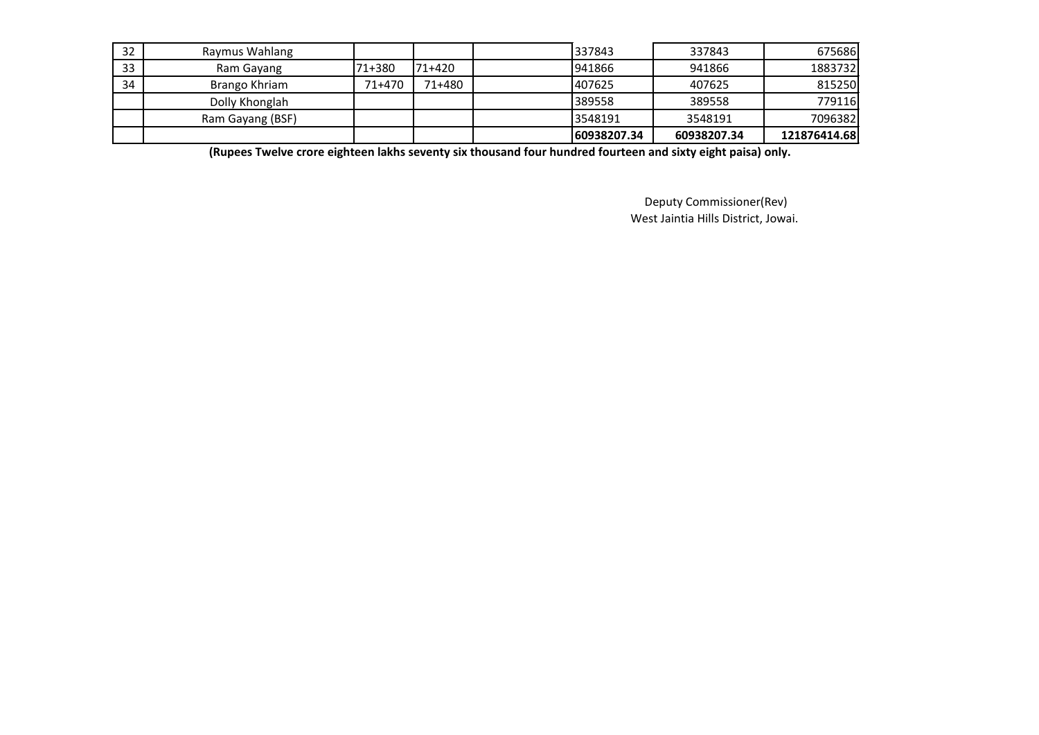| | | | | | | | |
|---|---|---|---|---|---|---|---|
| 32 | Raymus Wahlang | | | | 337843 | 337843 | 675686 |
| 33 | Ram Gayang | 71+380 | 71+420 | | 941866 | 941866 | 1883732 |
| 34 | Brango Khriam | 71+470 | 71+480 | | 407625 | 407625 | 815250 |
| | Dolly Khonglah | | | | 389558 | 389558 | 779116 |
| | Ram Gayang (BSF) | | | | 3548191 | 3548191 | 7096382 |
| | | | | | **60938207.34** | **60938207.34** | **121876414.68** |

**(Rupees Twelve crore eighteen lakhs seventy six thousand four hundred fourteen and sixty eight paisa) only.**

Deputy Commissioner(Rev)
West Jaintia Hills District, Jowai.